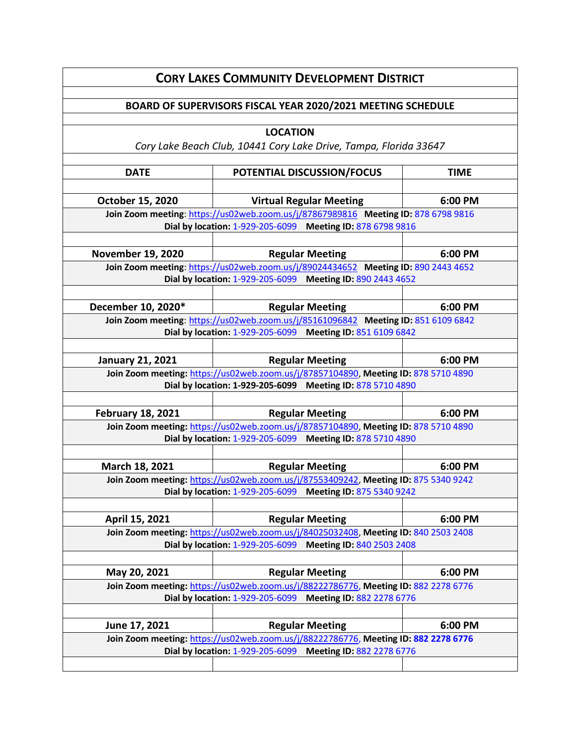# CORY LAKES COMMUNITY DEVELOPMENT DISTRICT

## BOARD OF SUPERVISORS FISCAL YEAR 2020/2021 MEETING SCHEDULE

**LOCATION**

*Cory Lake Beach Club, 10441 Cory Lake Drive, Tampa, Florida 33647*

| DATE | POTENTIAL DISCUSSION/FOCUS | TIME |
|---|---|---|
| **October 15, 2020** | **Virtual Regular Meeting** | **6:00 PM** |
| **Join Zoom meeting**: https://us02web.zoom.us/j/87867989816 **Meeting ID:** 878 6798 9816<br>**Dial by location:** 1-929-205-6099 **Meeting ID:** 878 6798 9816 | | |
| **November 19, 2020** | **Regular Meeting** | **6:00 PM** |
| **Join Zoom meeting**: https://us02web.zoom.us/j/89024434652 **Meeting ID:** 890 2443 4652<br>**Dial by location:** 1-929-205-6099 **Meeting ID:** 890 2443 4652 | | |
| **December 10, 2020*** | **Regular Meeting** | **6:00 PM** |
| **Join Zoom meeting**: https://us02web.zoom.us/j/85161096842 **Meeting ID:** 851 6109 6842<br>**Dial by location:** 1-929-205-6099 **Meeting ID:** 851 6109 6842 | | |
| **January 21, 2021** | **Regular Meeting** | **6:00 PM** |
| **Join Zoom meeting:** https://us02web.zoom.us/j/87857104890, **Meeting ID:** 878 5710 4890<br>**Dial by location: 1-929-205-6099** **Meeting ID:** 878 5710 4890 | | |
| **February 18, 2021** | **Regular Meeting** | **6:00 PM** |
| **Join Zoom meeting:** https://us02web.zoom.us/j/87857104890, **Meeting ID:** 878 5710 4890<br>**Dial by location:** 1-929-205-6099 **Meeting ID:** 878 5710 4890 | | |
| **March 18, 2021** | **Regular Meeting** | **6:00 PM** |
| **Join Zoom meeting:** https://us02web.zoom.us/j/87553409242, **Meeting ID:** 875 5340 9242<br>**Dial by location:** 1-929-205-6099 **Meeting ID:** 875 5340 9242 | | |
| **April 15, 2021** | **Regular Meeting** | **6:00 PM** |
| **Join Zoom meeting:** https://us02web.zoom.us/j/84025032408, **Meeting ID:** 840 2503 2408<br>**Dial by location:** 1-929-205-6099 **Meeting ID:** 840 2503 2408 | | |
| **May 20, 2021** | **Regular Meeting** | **6:00 PM** |
| **Join Zoom meeting:** https://us02web.zoom.us/j/88222786776, **Meeting ID:** 882 2278 6776<br>**Dial by location:** 1-929-205-6099 **Meeting ID:** 882 2278 6776 | | |
| **June 17, 2021** | **Regular Meeting** | **6:00 PM** |
| **Join Zoom meeting:** https://us02web.zoom.us/j/88222786776, **Meeting ID: 882 2278 6776**<br>**Dial by location:** 1-929-205-6099 **Meeting ID:** 882 2278 6776 | | |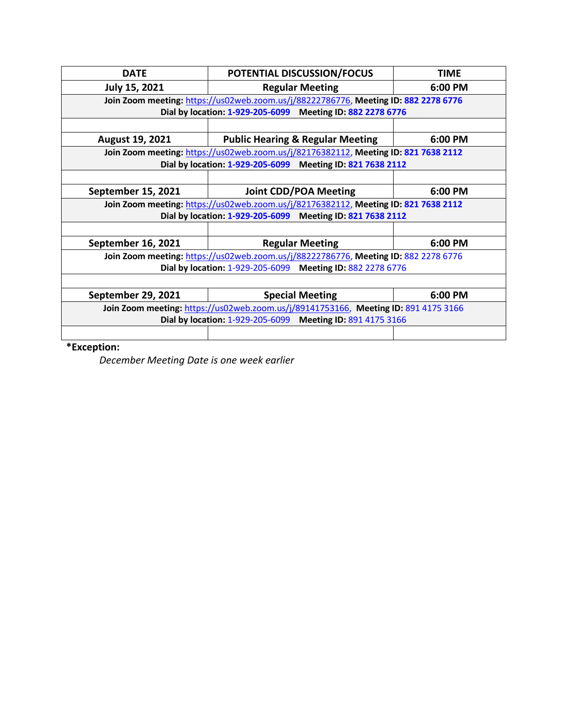| DATE | POTENTIAL DISCUSSION/FOCUS | TIME |
|---|---|---|
| **July 15, 2021** | **Regular Meeting** | **6:00 PM** |
| **Join Zoom meeting:** https://us02web.zoom.us/j/88222786776, **Meeting ID: 882 2278 6776** **Dial by location: 1-929-205-6099 Meeting ID: 882 2278 6776** | | |
| | | |
| **August 19, 2021** | **Public Hearing & Regular Meeting** | **6:00 PM** |
| **Join Zoom meeting:** https://us02web.zoom.us/j/82176382112, **Meeting ID: 821 7638 2112** **Dial by location: 1-929-205-6099 Meeting ID: 821 7638 2112** | | |
| | | |
| **September 15, 2021** | **Joint CDD/POA Meeting** | **6:00 PM** |
| **Join Zoom meeting:** https://us02web.zoom.us/j/82176382112, **Meeting ID: 821 7638 2112** **Dial by location: 1-929-205-6099 Meeting ID: 821 7638 2112** | | |
| | | |
| **September 16, 2021** | **Regular Meeting** | **6:00 PM** |
| **Join Zoom meeting:** https://us02web.zoom.us/j/88222786776, **Meeting ID:** 882 2278 6776 **Dial by location:** 1-929-205-6099 **Meeting ID:** 882 2278 6776 | | |
| | | |
| **September 29, 2021** | **Special Meeting** | **6:00 PM** |
| **Join Zoom meeting:** https://us02web.zoom.us/j/89141753166, **Meeting ID:** 891 4175 3166 **Dial by location:** 1-929-205-6099 **Meeting ID:** 891 4175 3166 | | |
| | | |

**\*Exception:**

*December Meeting Date is one week earlier*